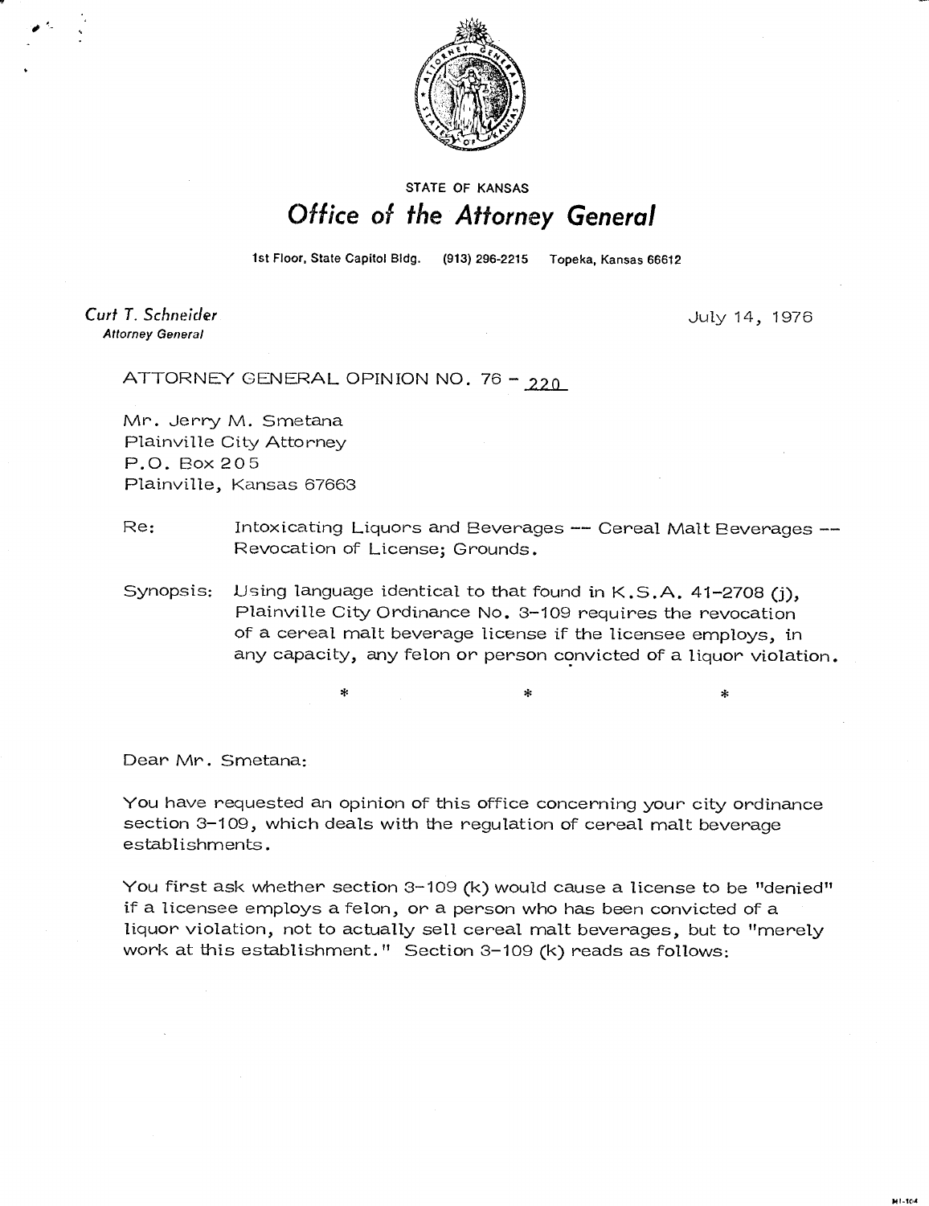STATE OF KANSAS

# Office of the Attorney General

1st Floor, State Capitol Bldg. (913) 296-2215 Topeka, Kansas 66612

*Curt T. Schneider*
*Attorney General*

July 14, 1976

ATTORNEY GENERAL OPINION NO. 76 - 220

Mr. Jerry M. Smetana
Plainville City Attorney
P.O. Box 205
Plainville, Kansas 67663

Re: Intoxicating Liquors and Beverages -- Cereal Malt Beverages -- Revocation of License; Grounds.

Synopsis: Using language identical to that found in K.S.A. 41-2708 (j), Plainville City Ordinance No. 3-109 requires the revocation of a cereal malt beverage license if the licensee employs, in any capacity, any felon or person convicted of a liquor violation.

\* \* \*

Dear Mr. Smetana:

You have requested an opinion of this office concerning your city ordinance section 3-109, which deals with the regulation of cereal malt beverage establishments.

You first ask whether section 3-109 (k) would cause a license to be "denied" if a licensee employs a felon, or a person who has been convicted of a liquor violation, not to actually sell cereal malt beverages, but to "merely work at this establishment." Section 3-109 (k) reads as follows: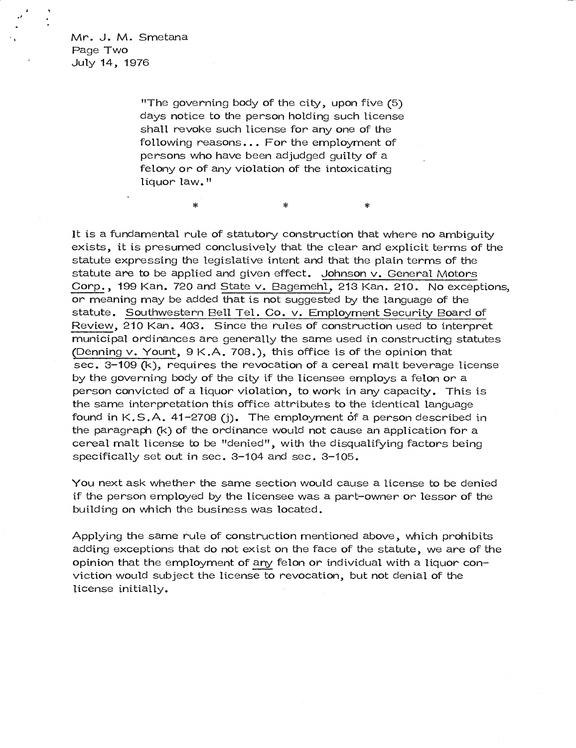Mr. J. M. Smetana
Page Two
July 14, 1976

> "The governing body of the city, upon five (5) days notice to the person holding such license shall revoke such license for any one of the following reasons... For the employment of persons who have been adjudged guilty of a felony or of any violation of the intoxicating liquor law."

\*           \*           \*

It is a fundamental rule of statutory construction that where no ambiguity exists, it is presumed conclusively that the clear and explicit terms of the statute expressing the legislative intent and that the plain terms of the statute are to be applied and given effect. Johnson v. General Motors Corp., 199 Kan. 720 and State v. Bagemehl, 213 Kan. 210. No exceptions, or meaning may be added that is not suggested by the language of the statute. Southwestern Bell Tel. Co. v. Employment Security Board of Review, 210 Kan. 403. Since the rules of construction used to interpret municipal ordinances are generally the same used in constructing statutes (Denning v. Yount, 9 K.A. 708.), this office is of the opinion that sec. 3-109 (k), requires the revocation of a cereal malt beverage license by the governing body of the city if the licensee employs a felon or a person convicted of a liquor violation, to work in any capacity. This is the same interpretation this office attributes to the identical language found in K.S.A. 41-2708 (j). The employment of a person described in the paragraph (k) of the ordinance would not cause an application for a cereal malt license to be "denied", with the disqualifying factors being specifically set out in sec. 3-104 and sec. 3-105.

You next ask whether the same section would cause a license to be denied if the person employed by the licensee was a part-owner or lessor of the building on which the business was located.

Applying the same rule of construction mentioned above, which prohibits adding exceptions that do not exist on the face of the statute, we are of the opinion that the employment of <u>any</u> felon or individual with a liquor conviction would subject the license to revocation, but not denial of the license initially.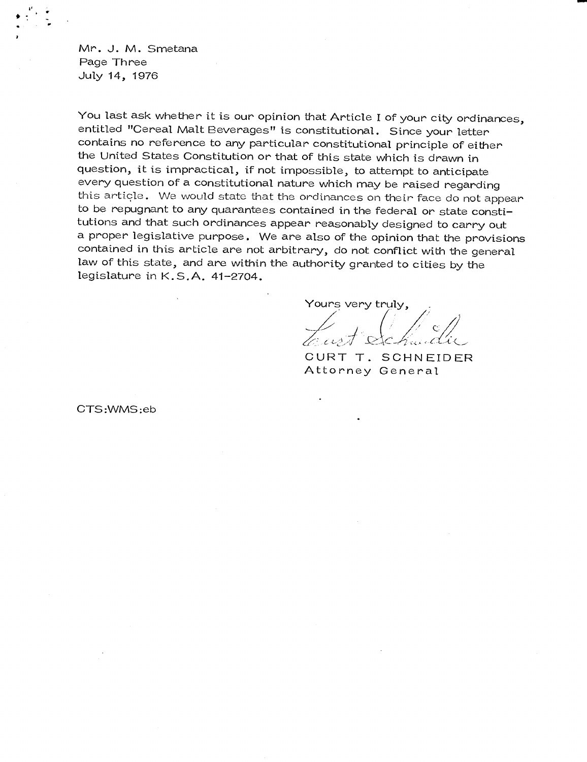Mr. J. M. Smetana
Page Three
July 14, 1976

You last ask whether it is our opinion that Article I of your city ordinances, entitled "Cereal Malt Beverages" is constitutional. Since your letter contains no reference to any particular constitutional principle of either the United States Constitution or that of this state which is drawn in question, it is impractical, if not impossible, to attempt to anticipate every question of a constitutional nature which may be raised regarding this article. We would state that the ordinances on their face do not appear to be repugnant to any quarantees contained in the federal or state constitutions and that such ordinances appear reasonably designed to carry out a proper legislative purpose. We are also of the opinion that the provisions contained in this article are not arbitrary, do not conflict with the general law of this state, and are within the authority granted to cities by the legislature in K.S.A. 41-2704.

Yours very truly,

CURT T. SCHNEIDER
Attorney General

CTS:WMS:eb